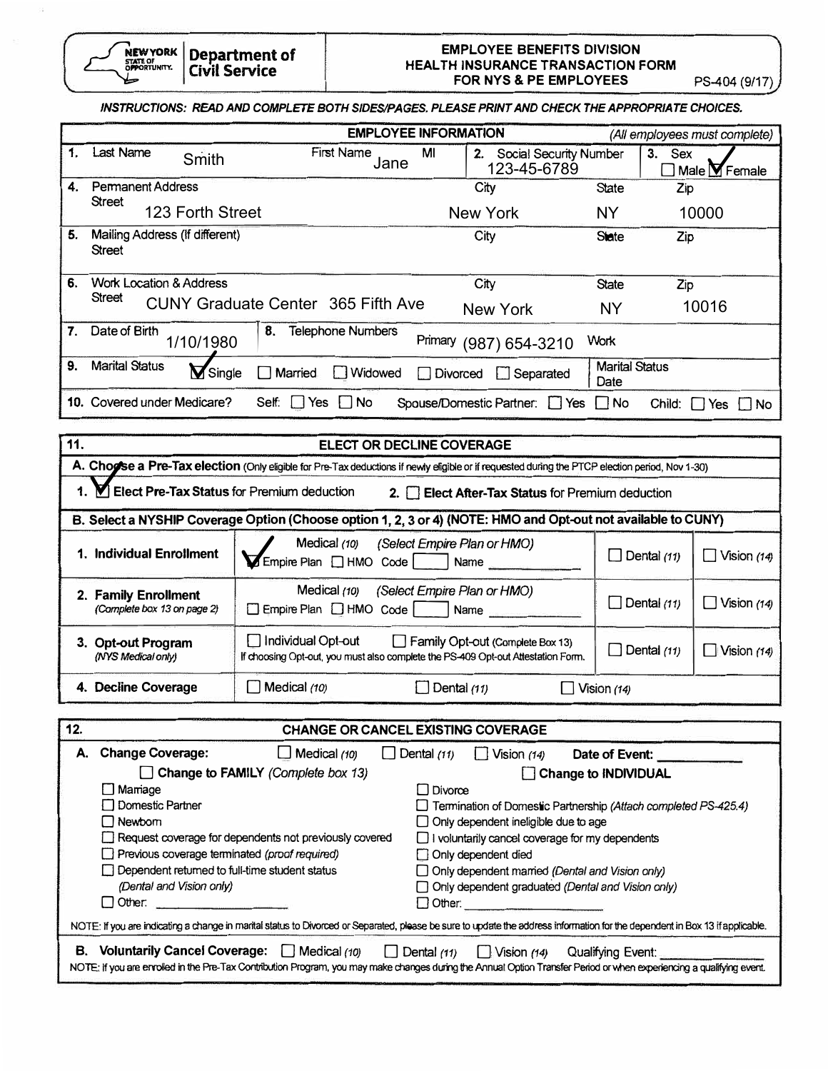**Department of Civil Service** — NEW YORK STATE OF OPPORTUNITY

# EMPLOYEE BENEFITS DIVISION
## HEALTH INSURANCE TRANSACTION FORM FOR NYS & PE EMPLOYEES

PS-404 (9/17)

***INSTRUCTIONS: READ AND COMPLETE BOTH SIDES/PAGES. PLEASE PRINT AND CHECK THE APPROPRIATE CHOICES.***

### EMPLOYEE INFORMATION *(All employees must complete)*

| | | | | |
|---|---|---|---|---|
| 1. Last Name: Smith | First Name: Jane | MI: | 2. Social Security Number: 123-45-6789 | 3. Sex: ☐ Male ☑ Female |
| 4. Permanent Address Street: 123 Forth Street | City: New York | State: NY | Zip: 10000 | |
| 5. Mailing Address (If different) Street: | City: | State: | Zip: | |
| 6. Work Location & Address Street: CUNY Graduate Center 365 Fifth Ave | City: New York | State: NY | Zip: 10016 | |
| 7. Date of Birth: 1/10/1980 | 8. Telephone Numbers | Primary: (987) 654-3210 | Work: | |
| 9. Marital Status: ☑ Single ☐ Married ☐ Widowed ☐ Divorced ☐ Separated | | | Marital Status Date: | |
| 10. Covered under Medicare? | Self: ☐ Yes ☐ No | Spouse/Domestic Partner: ☐ Yes ☐ No | Child: ☐ Yes ☐ No | |

### 11. ELECT OR DECLINE COVERAGE

**A. Choose a Pre-Tax election** (Only eligible for Pre-Tax deductions if newly eligible or if requested during the PTCP election period, Nov 1-30)

1. ☑ **Elect Pre-Tax Status** for Premium deduction
2. ☐ **Elect After-Tax Status** for Premium deduction

**B. Select a NYSHIP Coverage Option (Choose option 1, 2, 3 or 4) (NOTE: HMO and Opt-out not available to CUNY)**

| Option | Medical | Dental | Vision |
|---|---|---|---|
| **1. Individual Enrollment** | Medical *(10)* *(Select Empire Plan or HMO)* ☑ Empire Plan ☐ HMO Code ___ Name ___ | ☐ Dental *(11)* | ☐ Vision *(14)* |
| **2. Family Enrollment** *(Complete box 13 on page 2)* | Medical *(10)* *(Select Empire Plan or HMO)* ☐ Empire Plan ☐ HMO Code ___ Name ___ | ☐ Dental *(11)* | ☐ Vision *(14)* |
| **3. Opt-out Program** *(NYS Medical only)* | ☐ Individual Opt-out ☐ Family Opt-out (Complete Box 13) If choosing Opt-out, you must also complete the PS-409 Opt-out Attestation Form. | ☐ Dental *(11)* | ☐ Vision *(14)* |
| **4. Decline Coverage** | ☐ Medical *(10)* | ☐ Dental *(11)* | ☐ Vision *(14)* |

### 12. CHANGE OR CANCEL EXISTING COVERAGE

**A. Change Coverage:** ☐ Medical *(10)* ☐ Dental *(11)* ☐ Vision *(14)* **Date of Event:** ______

| ☐ **Change to FAMILY** *(Complete box 13)* | ☐ **Change to INDIVIDUAL** |
|---|---|
| ☐ Marriage | ☐ Divorce |
| ☐ Domestic Partner | ☐ Termination of Domestic Partnership *(Attach completed PS-425.4)* |
| ☐ Newborn | ☐ Only dependent ineligible due to age |
| ☐ Request coverage for dependents not previously covered | ☐ I voluntarily cancel coverage for my dependents |
| ☐ Previous coverage terminated *(proof required)* | ☐ Only dependent died |
| ☐ Dependent returned to full-time student status *(Dental and Vision only)* | ☐ Only dependent married *(Dental and Vision only)* |
| | ☐ Only dependent graduated *(Dental and Vision only)* |
| ☐ Other: ______ | ☐ Other: ______ |

NOTE: If you are indicating a change in marital status to Divorced or Separated, please be sure to update the address information for the dependent in Box 13 if applicable.

**B. Voluntarily Cancel Coverage:** ☐ Medical *(10)* ☐ Dental *(11)* ☐ Vision *(14)* Qualifying Event: ______

NOTE: If you are enrolled in the Pre-Tax Contribution Program, you may make changes during the Annual Option Transfer Period or when experiencing a qualifying event.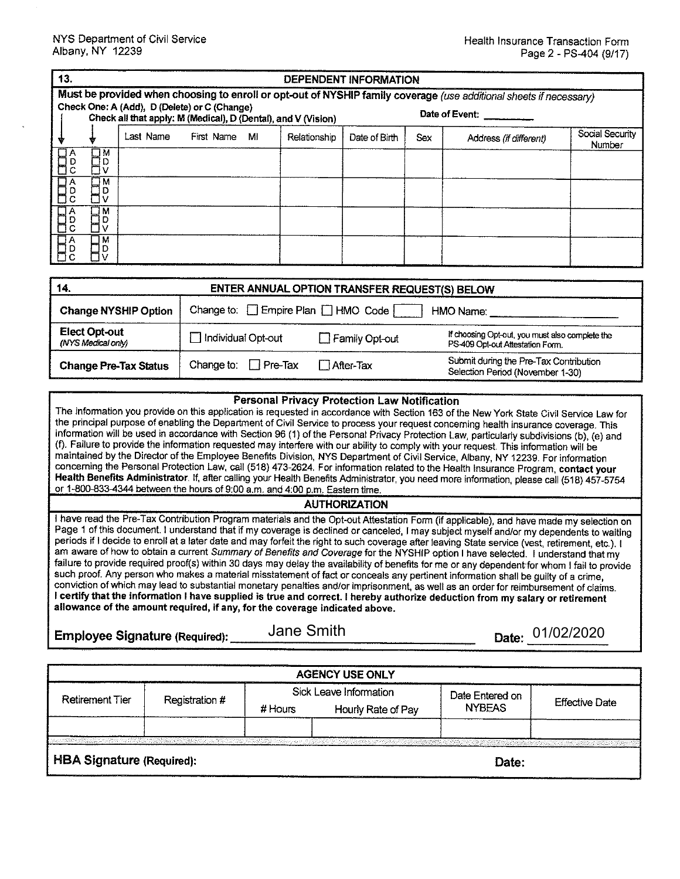## 13. DEPENDENT INFORMATION

**Must be provided when choosing to enroll or opt-out of NYSHIP family coverage** *(use additional sheets if necessary)*

**Check One: A (Add), D (Delete) or C (Change)**

**Check all that apply: M (Medical), D (Dental), and V (Vision)**

**Date of Event:** ___________

| ↓ | ↓ | Last Name | First Name MI | Relationship | Date of Birth | Sex | Address *(if different)* | Social Security Number |
|---|---|---|---|---|---|---|---|---|
| ☐ A ☐ D ☐ C | ☐ M ☐ D ☐ V | | | | | | | |
| ☐ A ☐ D ☐ C | ☐ M ☐ D ☐ V | | | | | | | |
| ☐ A ☐ D ☐ C | ☐ M ☐ D ☐ V | | | | | | | |
| ☐ A ☐ D ☐ C | ☐ M ☐ D ☐ V | | | | | | | |

## 14. ENTER ANNUAL OPTION TRANSFER REQUEST(S) BELOW

| | | | |
|---|---|---|---|
| **Change NYSHIP Option** | Change to: ☐ Empire Plan ☐ HMO Code [ ] | HMO Name: ___________ | |
| **Elect Opt-out** *(NYS Medical only)* | ☐ Individual Opt-out | ☐ Family Opt-out | If choosing Opt-out, you must also complete the PS-409 Opt-out Attestation Form. |
| **Change Pre-Tax Status** | Change to: ☐ Pre-Tax | ☐ After-Tax | Submit during the Pre-Tax Contribution Selection Period (November 1-30) |

### Personal Privacy Protection Law Notification

The information you provide on this application is requested in accordance with Section 163 of the New York State Civil Service Law for the principal purpose of enabling the Department of Civil Service to process your request concerning health insurance coverage. This information will be used in accordance with Section 96 (1) of the Personal Privacy Protection Law, particularly subdivisions (b), (e) and (f). Failure to provide the information requested may interfere with our ability to comply with your request. This information will be maintained by the Director of the Employee Benefits Division, NYS Department of Civil Service, Albany, NY 12239. For information concerning the Personal Protection Law, call (518) 473-2624. For information related to the Health Insurance Program, **contact your Health Benefits Administrator**. If, after calling your Health Benefits Administrator, you need more information, please call (518) 457-5754 or 1-800-833-4344 between the hours of 9:00 a.m. and 4:00 p.m. Eastern time.

### AUTHORIZATION

I have read the Pre-Tax Contribution Program materials and the Opt-out Attestation Form (if applicable), and have made my selection on Page 1 of this document. I understand that if my coverage is declined or canceled, I may subject myself and/or my dependents to waiting periods if I decide to enroll at a later date and may forfeit the right to such coverage after leaving State service (vest, retirement, etc.). I am aware of how to obtain a current *Summary of Benefits and Coverage* for the NYSHIP option I have selected. I understand that my failure to provide required proof(s) within 30 days may delay the availability of benefits for me or any dependent for whom I fail to provide such proof. Any person who makes a material misstatement of fact or conceals any pertinent information shall be guilty of a crime, conviction of which may lead to substantial monetary penalties and/or imprisonment, as well as an order for reimbursement of claims. **I certify that the information I have supplied is true and correct. I hereby authorize deduction from my salary or retirement allowance of the amount required, if any, for the coverage indicated above.**

**Employee Signature (Required):** Jane Smith **Date:** 01/02/2020

### AGENCY USE ONLY

| Retirement Tier | Registration # | Sick Leave Information | | Date Entered on NYBEAS | Effective Date |
|---|---|---|---|---|---|
| | | # Hours | Hourly Rate of Pay | | |
| | | | | | |

**HBA Signature (Required):** **Date:**